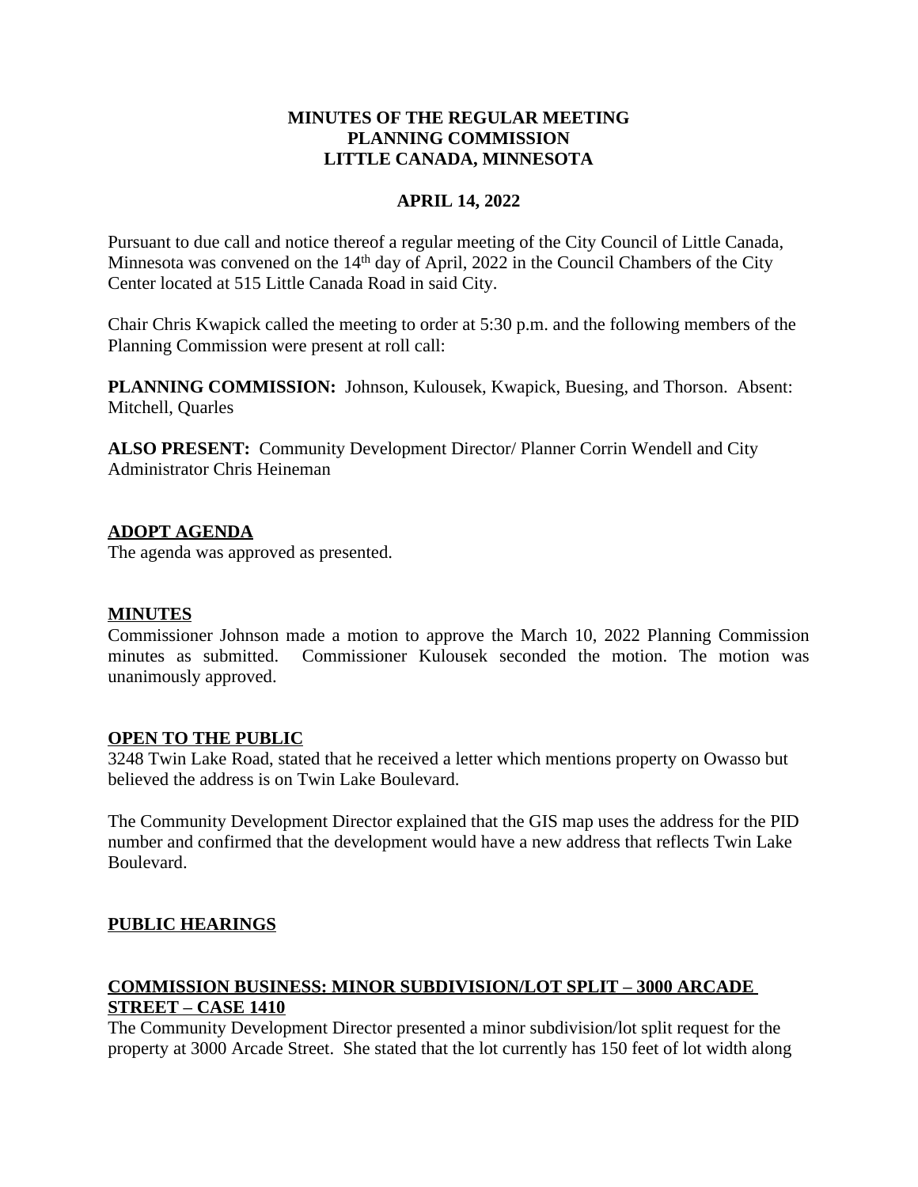**MINUTES OF THE REGULAR MEETING**
**PLANNING COMMISSION**
**LITTLE CANADA, MINNESOTA**

**APRIL 14, 2022**

Pursuant to due call and notice thereof a regular meeting of the City Council of Little Canada, Minnesota was convened on the 14th day of April, 2022 in the Council Chambers of the City Center located at 515 Little Canada Road in said City.

Chair Chris Kwapick called the meeting to order at 5:30 p.m. and the following members of the Planning Commission were present at roll call:

**PLANNING COMMISSION:** Johnson, Kulousek, Kwapick, Buesing, and Thorson. Absent: Mitchell, Quarles

**ALSO PRESENT:** Community Development Director/ Planner Corrin Wendell and City Administrator Chris Heineman

## ADOPT AGENDA

The agenda was approved as presented.

## MINUTES

Commissioner Johnson made a motion to approve the March 10, 2022 Planning Commission minutes as submitted. Commissioner Kulousek seconded the motion. The motion was unanimously approved.

## OPEN TO THE PUBLIC

3248 Twin Lake Road, stated that he received a letter which mentions property on Owasso but believed the address is on Twin Lake Boulevard.

The Community Development Director explained that the GIS map uses the address for the PID number and confirmed that the development would have a new address that reflects Twin Lake Boulevard.

## PUBLIC HEARINGS

## COMMISSION BUSINESS: MINOR SUBDIVISION/LOT SPLIT – 3000 ARCADE STREET – CASE 1410

The Community Development Director presented a minor subdivision/lot split request for the property at 3000 Arcade Street. She stated that the lot currently has 150 feet of lot width along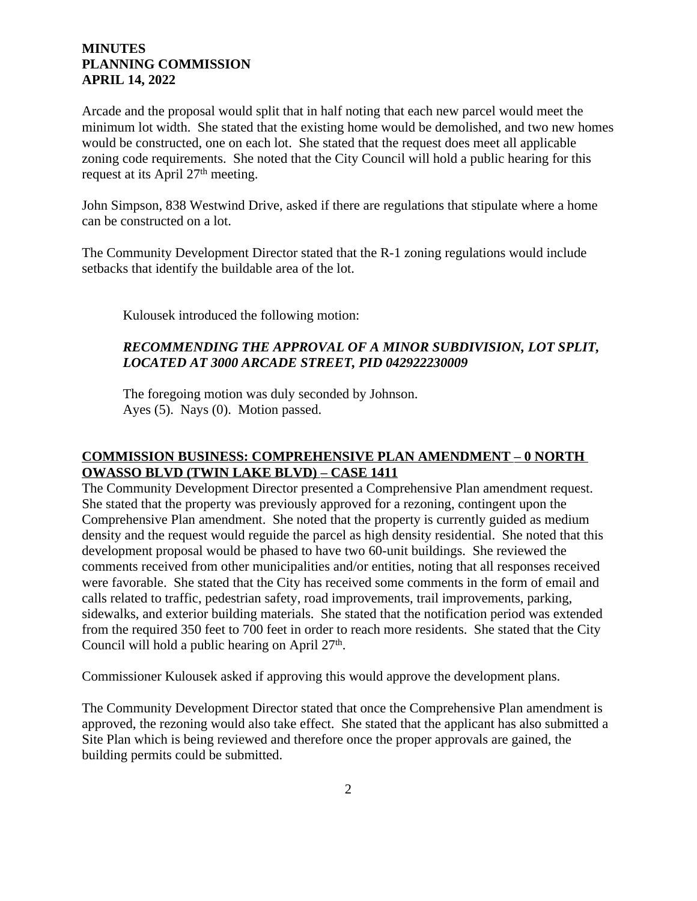Arcade and the proposal would split that in half noting that each new parcel would meet the minimum lot width. She stated that the existing home would be demolished, and two new homes would be constructed, one on each lot. She stated that the request does meet all applicable zoning code requirements. She noted that the City Council will hold a public hearing for this request at its April 27th meeting.

John Simpson, 838 Westwind Drive, asked if there are regulations that stipulate where a home can be constructed on a lot.

The Community Development Director stated that the R-1 zoning regulations would include setbacks that identify the buildable area of the lot.

Kulousek introduced the following motion:

***RECOMMENDING THE APPROVAL OF A MINOR SUBDIVISION, LOT SPLIT, LOCATED AT 3000 ARCADE STREET, PID 042922230009***

The foregoing motion was duly seconded by Johnson.
Ayes (5). Nays (0). Motion passed.

## COMMISSION BUSINESS: COMPREHENSIVE PLAN AMENDMENT – 0 NORTH OWASSO BLVD (TWIN LAKE BLVD) – CASE 1411

The Community Development Director presented a Comprehensive Plan amendment request. She stated that the property was previously approved for a rezoning, contingent upon the Comprehensive Plan amendment. She noted that the property is currently guided as medium density and the request would reguide the parcel as high density residential. She noted that this development proposal would be phased to have two 60-unit buildings. She reviewed the comments received from other municipalities and/or entities, noting that all responses received were favorable. She stated that the City has received some comments in the form of email and calls related to traffic, pedestrian safety, road improvements, trail improvements, parking, sidewalks, and exterior building materials. She stated that the notification period was extended from the required 350 feet to 700 feet in order to reach more residents. She stated that the City Council will hold a public hearing on April 27th.

Commissioner Kulousek asked if approving this would approve the development plans.

The Community Development Director stated that once the Comprehensive Plan amendment is approved, the rezoning would also take effect. She stated that the applicant has also submitted a Site Plan which is being reviewed and therefore once the proper approvals are gained, the building permits could be submitted.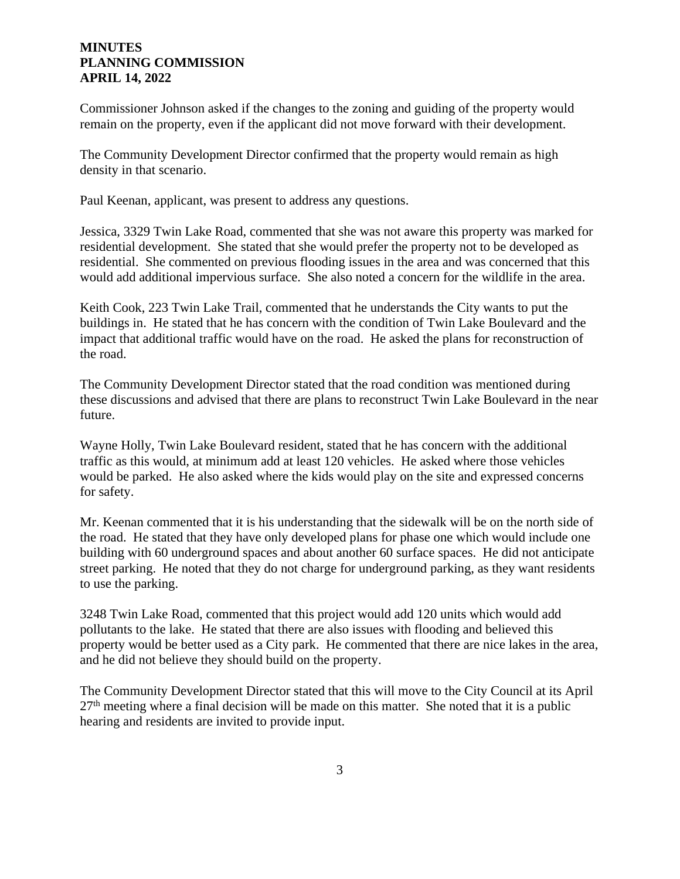Commissioner Johnson asked if the changes to the zoning and guiding of the property would remain on the property, even if the applicant did not move forward with their development.

The Community Development Director confirmed that the property would remain as high density in that scenario.

Paul Keenan, applicant, was present to address any questions.

Jessica, 3329 Twin Lake Road, commented that she was not aware this property was marked for residential development. She stated that she would prefer the property not to be developed as residential. She commented on previous flooding issues in the area and was concerned that this would add additional impervious surface. She also noted a concern for the wildlife in the area.

Keith Cook, 223 Twin Lake Trail, commented that he understands the City wants to put the buildings in. He stated that he has concern with the condition of Twin Lake Boulevard and the impact that additional traffic would have on the road. He asked the plans for reconstruction of the road.

The Community Development Director stated that the road condition was mentioned during these discussions and advised that there are plans to reconstruct Twin Lake Boulevard in the near future.

Wayne Holly, Twin Lake Boulevard resident, stated that he has concern with the additional traffic as this would, at minimum add at least 120 vehicles. He asked where those vehicles would be parked. He also asked where the kids would play on the site and expressed concerns for safety.

Mr. Keenan commented that it is his understanding that the sidewalk will be on the north side of the road. He stated that they have only developed plans for phase one which would include one building with 60 underground spaces and about another 60 surface spaces. He did not anticipate street parking. He noted that they do not charge for underground parking, as they want residents to use the parking.

3248 Twin Lake Road, commented that this project would add 120 units which would add pollutants to the lake. He stated that there are also issues with flooding and believed this property would be better used as a City park. He commented that there are nice lakes in the area, and he did not believe they should build on the property.

The Community Development Director stated that this will move to the City Council at its April 27th meeting where a final decision will be made on this matter. She noted that it is a public hearing and residents are invited to provide input.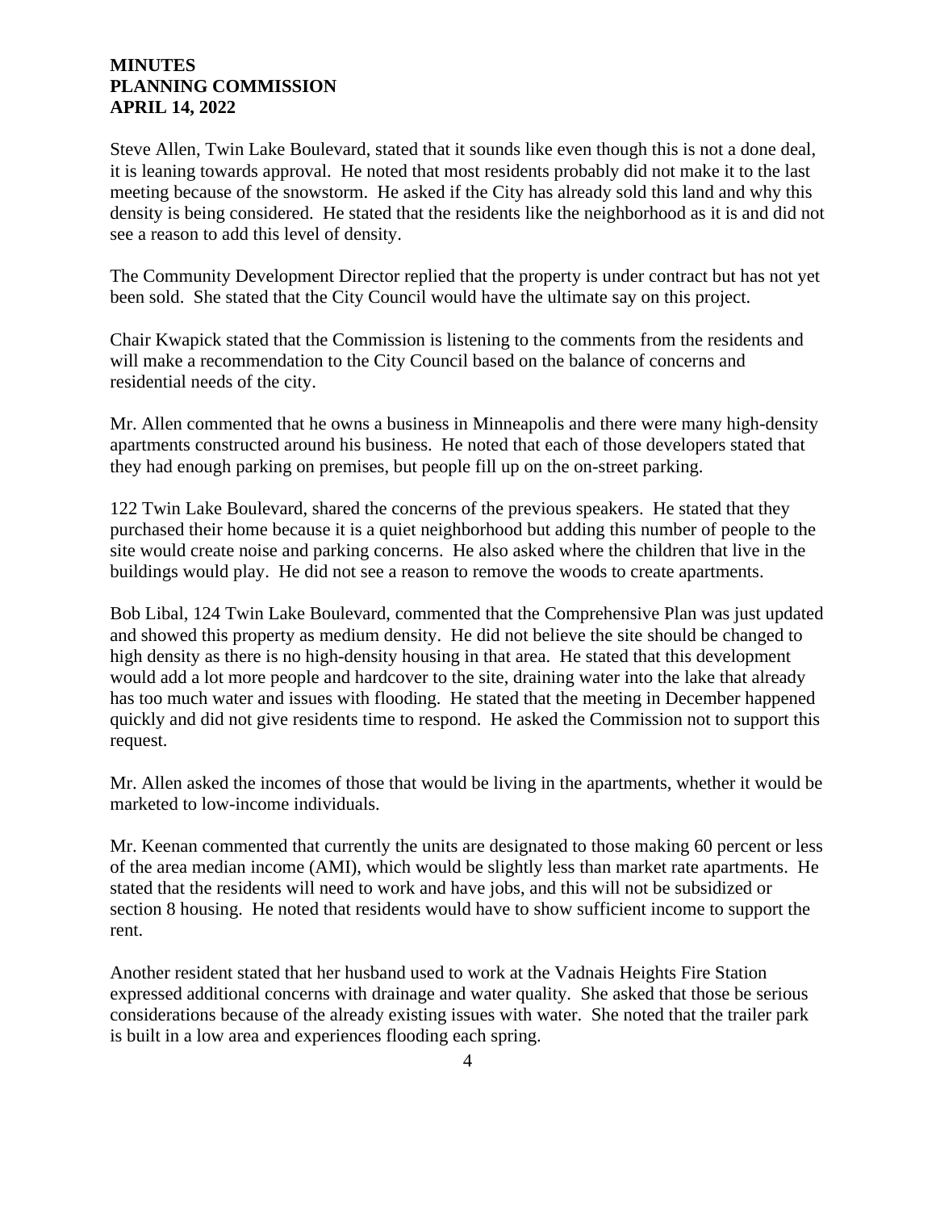Steve Allen, Twin Lake Boulevard, stated that it sounds like even though this is not a done deal, it is leaning towards approval. He noted that most residents probably did not make it to the last meeting because of the snowstorm. He asked if the City has already sold this land and why this density is being considered. He stated that the residents like the neighborhood as it is and did not see a reason to add this level of density.

The Community Development Director replied that the property is under contract but has not yet been sold. She stated that the City Council would have the ultimate say on this project.

Chair Kwapick stated that the Commission is listening to the comments from the residents and will make a recommendation to the City Council based on the balance of concerns and residential needs of the city.

Mr. Allen commented that he owns a business in Minneapolis and there were many high-density apartments constructed around his business. He noted that each of those developers stated that they had enough parking on premises, but people fill up on the on-street parking.

122 Twin Lake Boulevard, shared the concerns of the previous speakers. He stated that they purchased their home because it is a quiet neighborhood but adding this number of people to the site would create noise and parking concerns. He also asked where the children that live in the buildings would play. He did not see a reason to remove the woods to create apartments.

Bob Libal, 124 Twin Lake Boulevard, commented that the Comprehensive Plan was just updated and showed this property as medium density. He did not believe the site should be changed to high density as there is no high-density housing in that area. He stated that this development would add a lot more people and hardcover to the site, draining water into the lake that already has too much water and issues with flooding. He stated that the meeting in December happened quickly and did not give residents time to respond. He asked the Commission not to support this request.

Mr. Allen asked the incomes of those that would be living in the apartments, whether it would be marketed to low-income individuals.

Mr. Keenan commented that currently the units are designated to those making 60 percent or less of the area median income (AMI), which would be slightly less than market rate apartments. He stated that the residents will need to work and have jobs, and this will not be subsidized or section 8 housing. He noted that residents would have to show sufficient income to support the rent.

Another resident stated that her husband used to work at the Vadnais Heights Fire Station expressed additional concerns with drainage and water quality. She asked that those be serious considerations because of the already existing issues with water. She noted that the trailer park is built in a low area and experiences flooding each spring.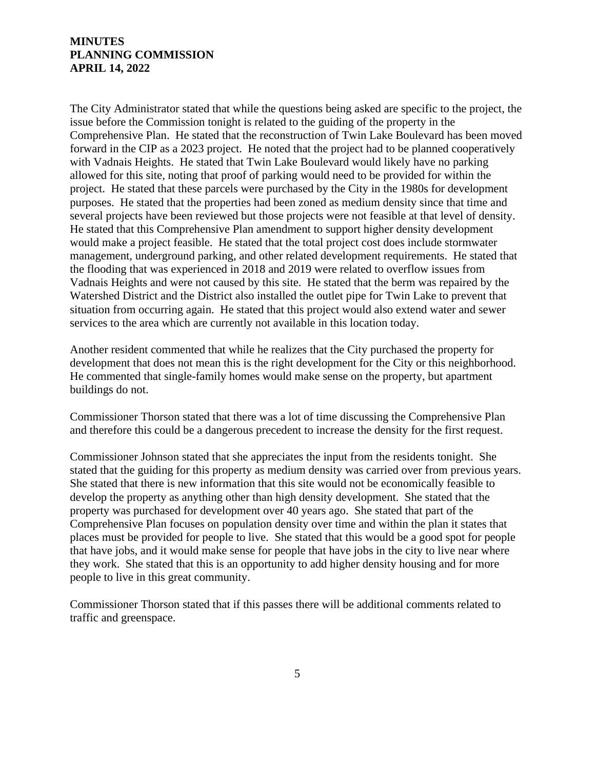The City Administrator stated that while the questions being asked are specific to the project, the issue before the Commission tonight is related to the guiding of the property in the Comprehensive Plan. He stated that the reconstruction of Twin Lake Boulevard has been moved forward in the CIP as a 2023 project. He noted that the project had to be planned cooperatively with Vadnais Heights. He stated that Twin Lake Boulevard would likely have no parking allowed for this site, noting that proof of parking would need to be provided for within the project. He stated that these parcels were purchased by the City in the 1980s for development purposes. He stated that the properties had been zoned as medium density since that time and several projects have been reviewed but those projects were not feasible at that level of density. He stated that this Comprehensive Plan amendment to support higher density development would make a project feasible. He stated that the total project cost does include stormwater management, underground parking, and other related development requirements. He stated that the flooding that was experienced in 2018 and 2019 were related to overflow issues from Vadnais Heights and were not caused by this site. He stated that the berm was repaired by the Watershed District and the District also installed the outlet pipe for Twin Lake to prevent that situation from occurring again. He stated that this project would also extend water and sewer services to the area which are currently not available in this location today.

Another resident commented that while he realizes that the City purchased the property for development that does not mean this is the right development for the City or this neighborhood. He commented that single-family homes would make sense on the property, but apartment buildings do not.

Commissioner Thorson stated that there was a lot of time discussing the Comprehensive Plan and therefore this could be a dangerous precedent to increase the density for the first request.

Commissioner Johnson stated that she appreciates the input from the residents tonight. She stated that the guiding for this property as medium density was carried over from previous years. She stated that there is new information that this site would not be economically feasible to develop the property as anything other than high density development. She stated that the property was purchased for development over 40 years ago. She stated that part of the Comprehensive Plan focuses on population density over time and within the plan it states that places must be provided for people to live. She stated that this would be a good spot for people that have jobs, and it would make sense for people that have jobs in the city to live near where they work. She stated that this is an opportunity to add higher density housing and for more people to live in this great community.

Commissioner Thorson stated that if this passes there will be additional comments related to traffic and greenspace.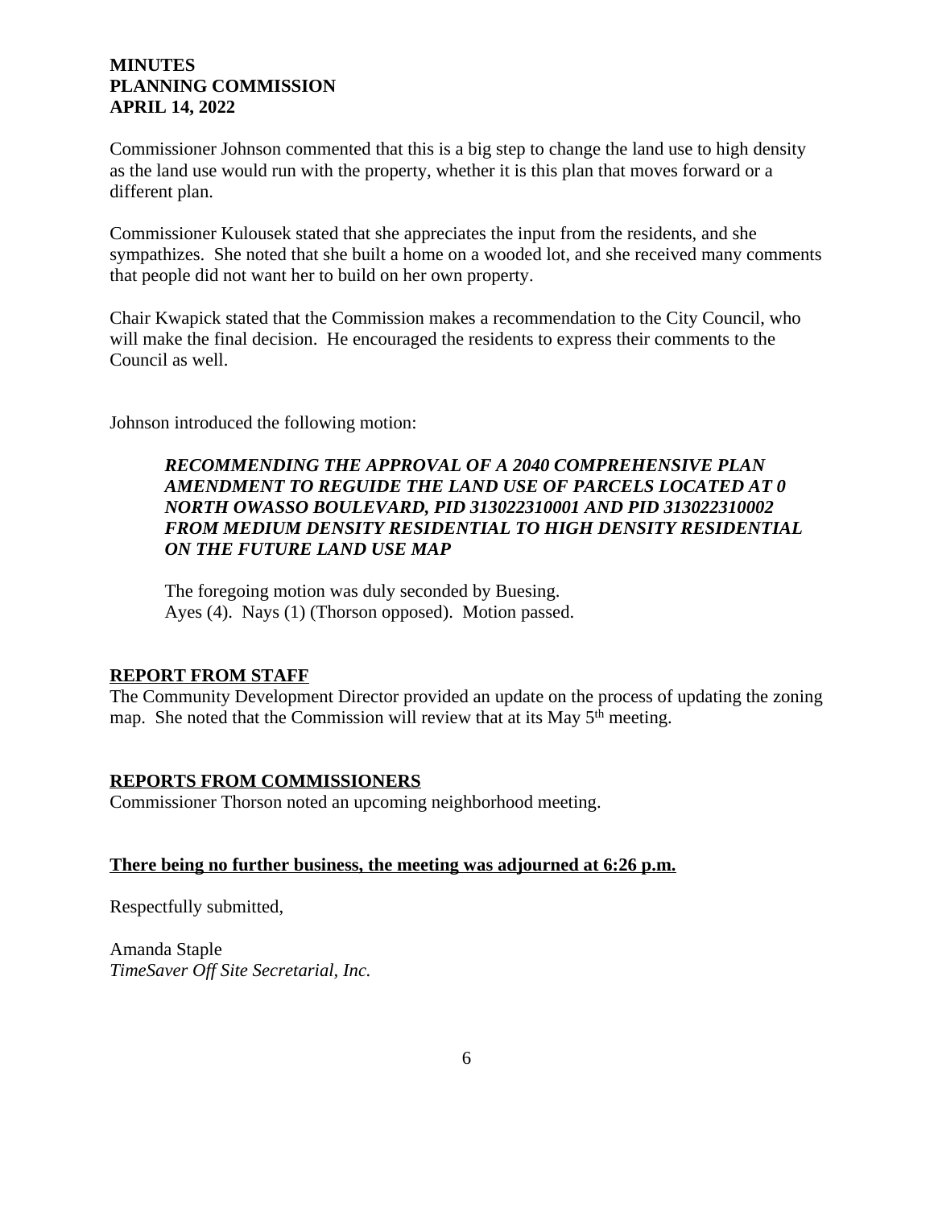**MINUTES**
**PLANNING COMMISSION**
**APRIL 14, 2022**

Commissioner Johnson commented that this is a big step to change the land use to high density as the land use would run with the property, whether it is this plan that moves forward or a different plan.

Commissioner Kulousek stated that she appreciates the input from the residents, and she sympathizes. She noted that she built a home on a wooded lot, and she received many comments that people did not want her to build on her own property.

Chair Kwapick stated that the Commission makes a recommendation to the City Council, who will make the final decision. He encouraged the residents to express their comments to the Council as well.

Johnson introduced the following motion:

> ***RECOMMENDING THE APPROVAL OF A 2040 COMPREHENSIVE PLAN AMENDMENT TO REGUIDE THE LAND USE OF PARCELS LOCATED AT 0 NORTH OWASSO BOULEVARD, PID 313022310001 AND PID 313022310002 FROM MEDIUM DENSITY RESIDENTIAL TO HIGH DENSITY RESIDENTIAL ON THE FUTURE LAND USE MAP***
>
> The foregoing motion was duly seconded by Buesing.
> Ayes (4). Nays (1) (Thorson opposed). Motion passed.

**REPORT FROM STAFF**

The Community Development Director provided an update on the process of updating the zoning map. She noted that the Commission will review that at its May 5th meeting.

**REPORTS FROM COMMISSIONERS**

Commissioner Thorson noted an upcoming neighborhood meeting.

**There being no further business, the meeting was adjourned at 6:26 p.m.**

Respectfully submitted,

Amanda Staple
*TimeSaver Off Site Secretarial, Inc.*